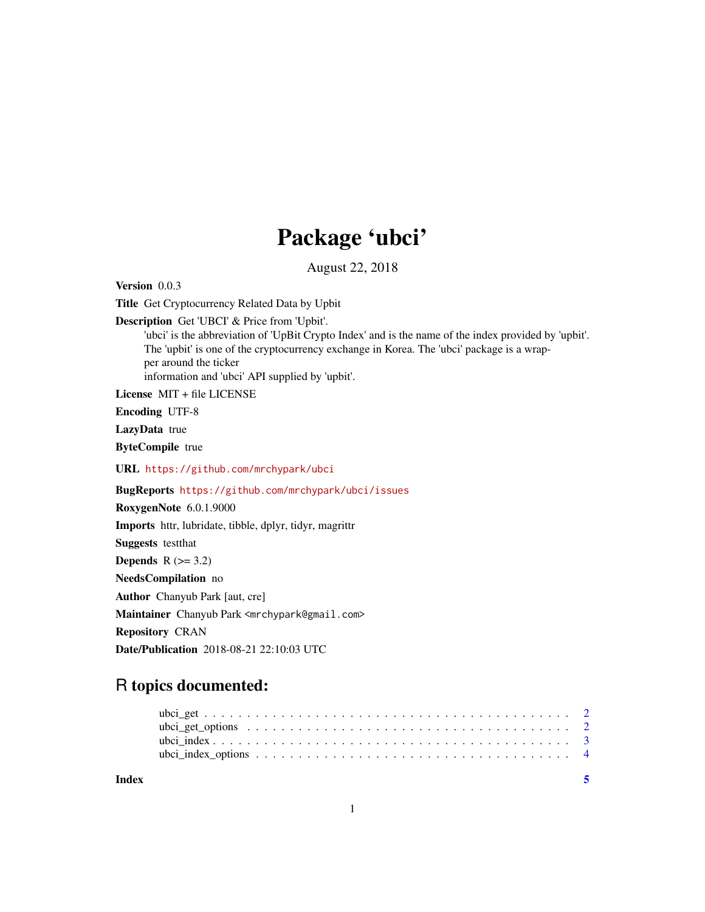# Package 'ubci'

August 22, 2018

**Version** 0.0.3

**Title** Get Cryptocurrency Related Data by Upbit

**Description** Get 'UBCI' & Price from 'Upbit'.
'ubci' is the abbreviation of 'UpBit Crypto Index' and is the name of the index provided by 'upbit'.
The 'upbit' is one of the cryptocurrency exchange in Korea. The 'ubci' package is a wrapper around the ticker
information and 'ubci' API supplied by 'upbit'.

**License** MIT + file LICENSE

**Encoding** UTF-8

**LazyData** true

**ByteCompile** true

**URL** https://github.com/mrchypark/ubci

**BugReports** https://github.com/mrchypark/ubci/issues

**RoxygenNote** 6.0.1.9000

**Imports** httr, lubridate, tibble, dplyr, tidyr, magrittr

**Suggests** testthat

**Depends** R (>= 3.2)

**NeedsCompilation** no

**Author** Chanyub Park [aut, cre]

**Maintainer** Chanyub Park <mrchypark@gmail.com>

**Repository** CRAN

**Date/Publication** 2018-08-21 22:10:03 UTC

## R topics documented:

- ubci_get . . . . . . . . . . . . . . . . . . . . . . . . . . . . . . . . . . . . . . . . . . . 2
- ubci_get_options . . . . . . . . . . . . . . . . . . . . . . . . . . . . . . . . . . . . . . 2
- ubci_index . . . . . . . . . . . . . . . . . . . . . . . . . . . . . . . . . . . . . . . . . . 3
- ubci_index_options . . . . . . . . . . . . . . . . . . . . . . . . . . . . . . . . . . . . . 4

**Index** 5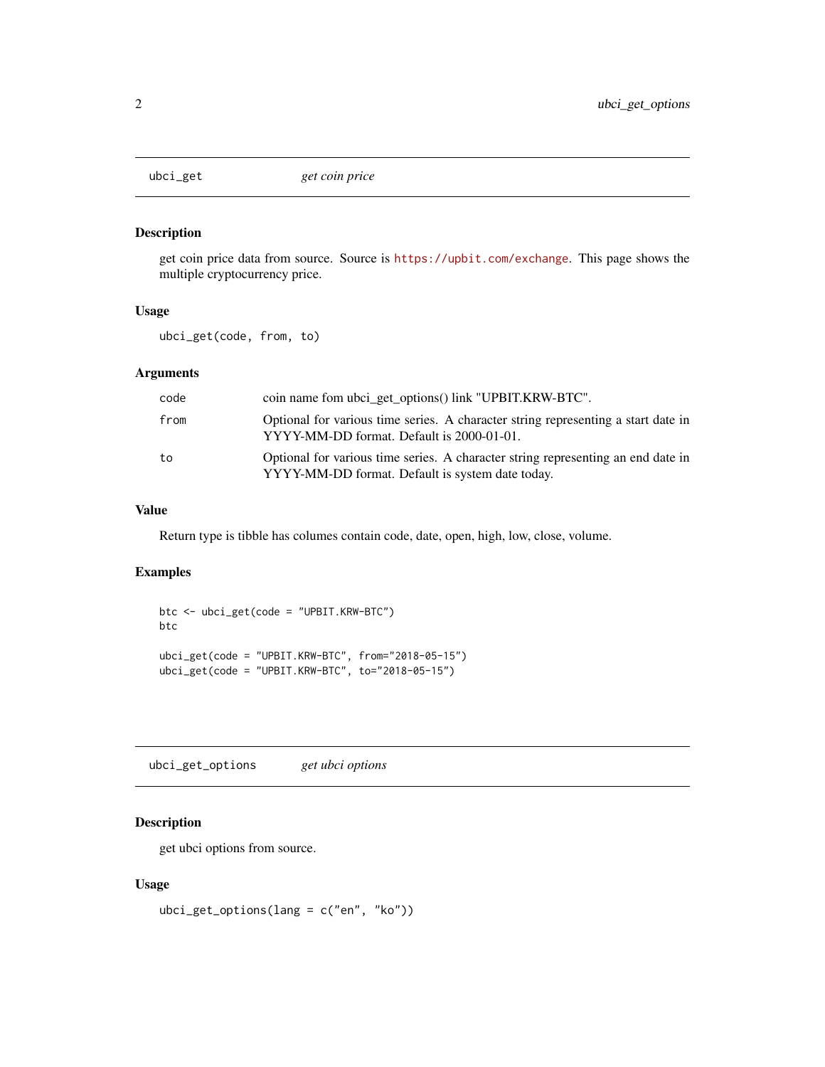## ubci_get — *get coin price*

### Description

get coin price data from source. Source is https://upbit.com/exchange. This page shows the multiple cryptocurrency price.

### Usage

```
ubci_get(code, from, to)
```

### Arguments

| | |
|---|---|
| `code` | coin name fom ubci_get_options() link "UPBIT.KRW-BTC". |
| `from` | Optional for various time series. A character string representing a start date in YYYY-MM-DD format. Default is 2000-01-01. |
| `to` | Optional for various time series. A character string representing an end date in YYYY-MM-DD format. Default is system date today. |

### Value

Return type is tibble has columes contain code, date, open, high, low, close, volume.

### Examples

```
btc <- ubci_get(code = "UPBIT.KRW-BTC")
btc

ubci_get(code = "UPBIT.KRW-BTC", from="2018-05-15")
ubci_get(code = "UPBIT.KRW-BTC", to="2018-05-15")
```

## ubci_get_options — *get ubci options*

### Description

get ubci options from source.

### Usage

```
ubci_get_options(lang = c("en", "ko"))
```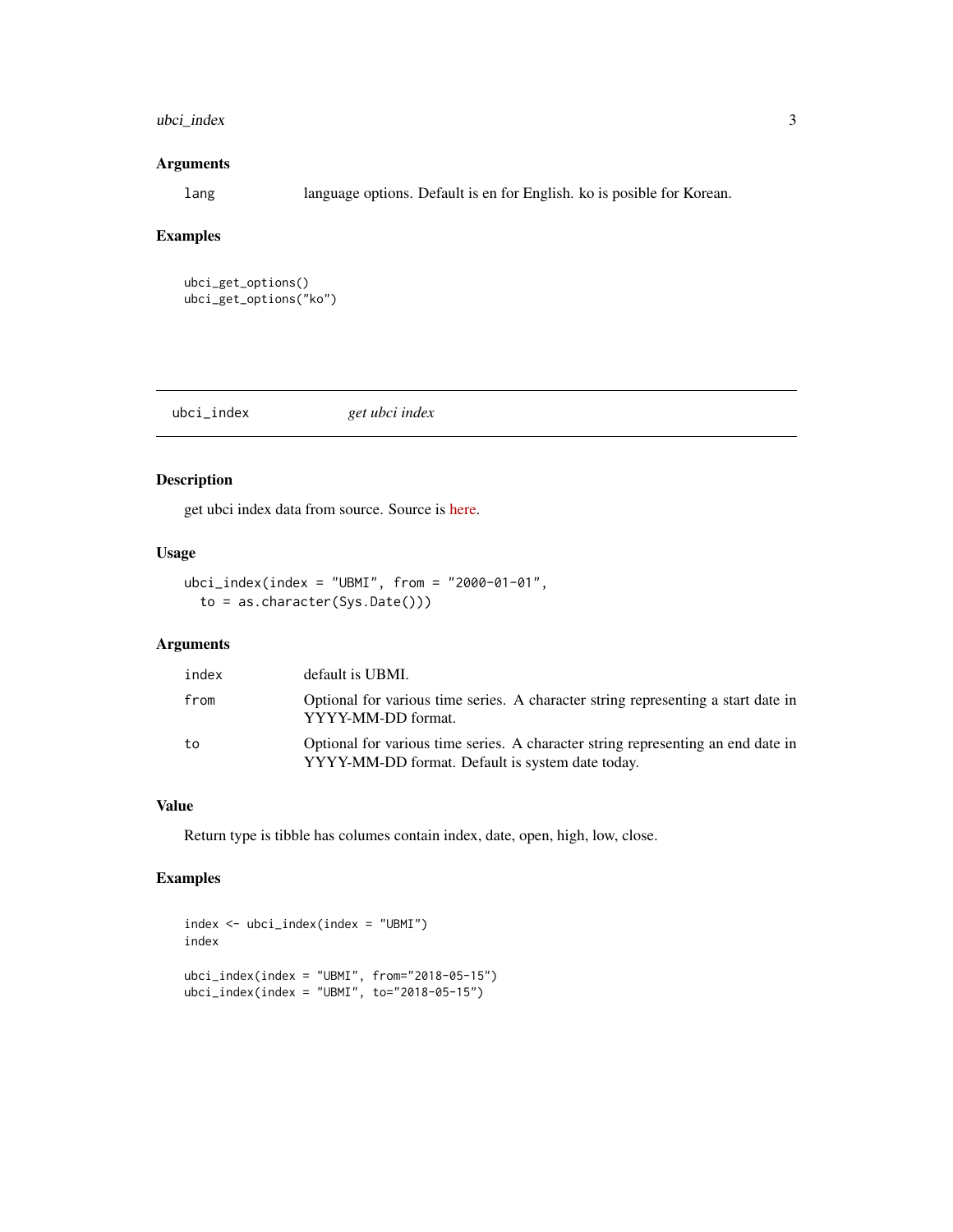## Arguments

| | |
|---|---|
| lang | language options. Default is en for English. ko is posible for Korean. |

## Examples

```
ubci_get_options()
ubci_get_options("ko")
```

---

# ubci_index *get ubci index*

---

## Description

get ubci index data from source. Source is here.

## Usage

```
ubci_index(index = "UBMI", from = "2000-01-01",
  to = as.character(Sys.Date()))
```

## Arguments

| | |
|---|---|
| index | default is UBMI. |
| from | Optional for various time series. A character string representing a start date in YYYY-MM-DD format. |
| to | Optional for various time series. A character string representing an end date in YYYY-MM-DD format. Default is system date today. |

## Value

Return type is tibble has columes contain index, date, open, high, low, close.

## Examples

```
index <- ubci_index(index = "UBMI")
index

ubci_index(index = "UBMI", from="2018-05-15")
ubci_index(index = "UBMI", to="2018-05-15")
```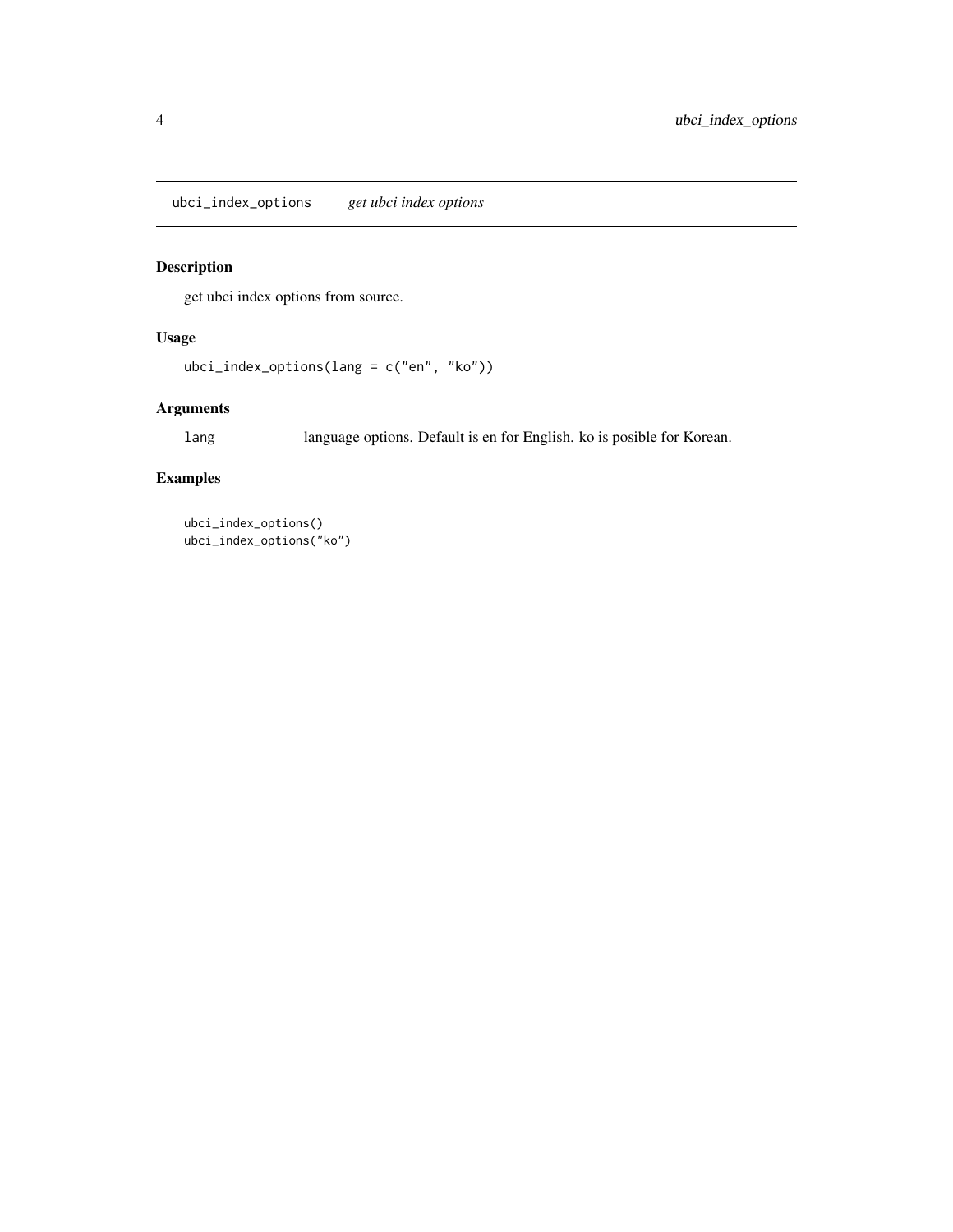## ubci_index_options *get ubci index options*

### Description

get ubci index options from source.

### Usage

```
ubci_index_options(lang = c("en", "ko"))
```

### Arguments

| | |
|---|---|
| lang | language options. Default is en for English. ko is posible for Korean. |

### Examples

```
ubci_index_options()
ubci_index_options("ko")
```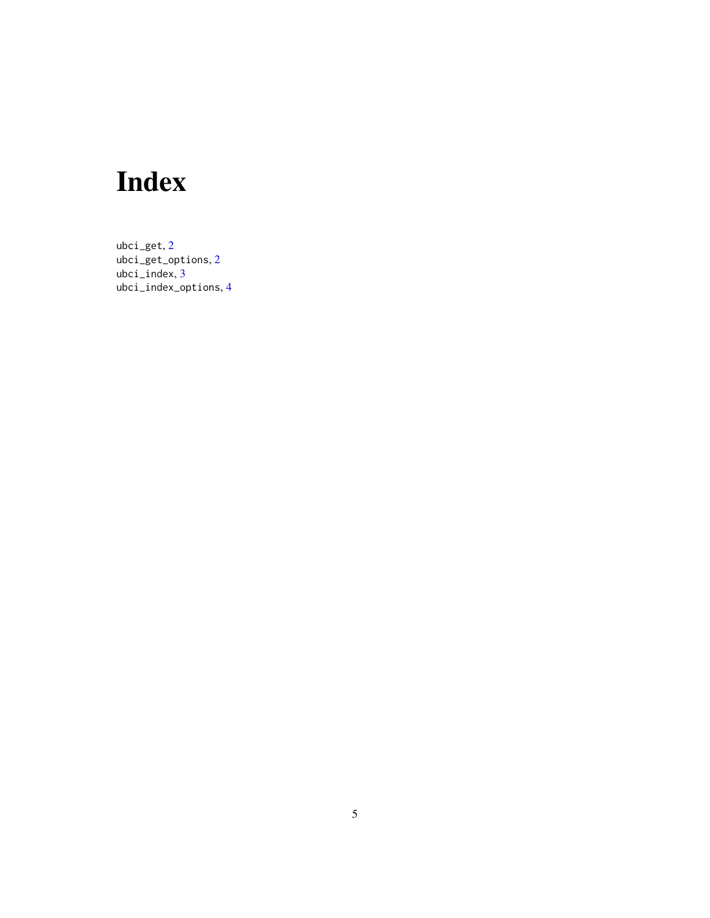# Index

ubci_get, 2
ubci_get_options, 2
ubci_index, 3
ubci_index_options, 4